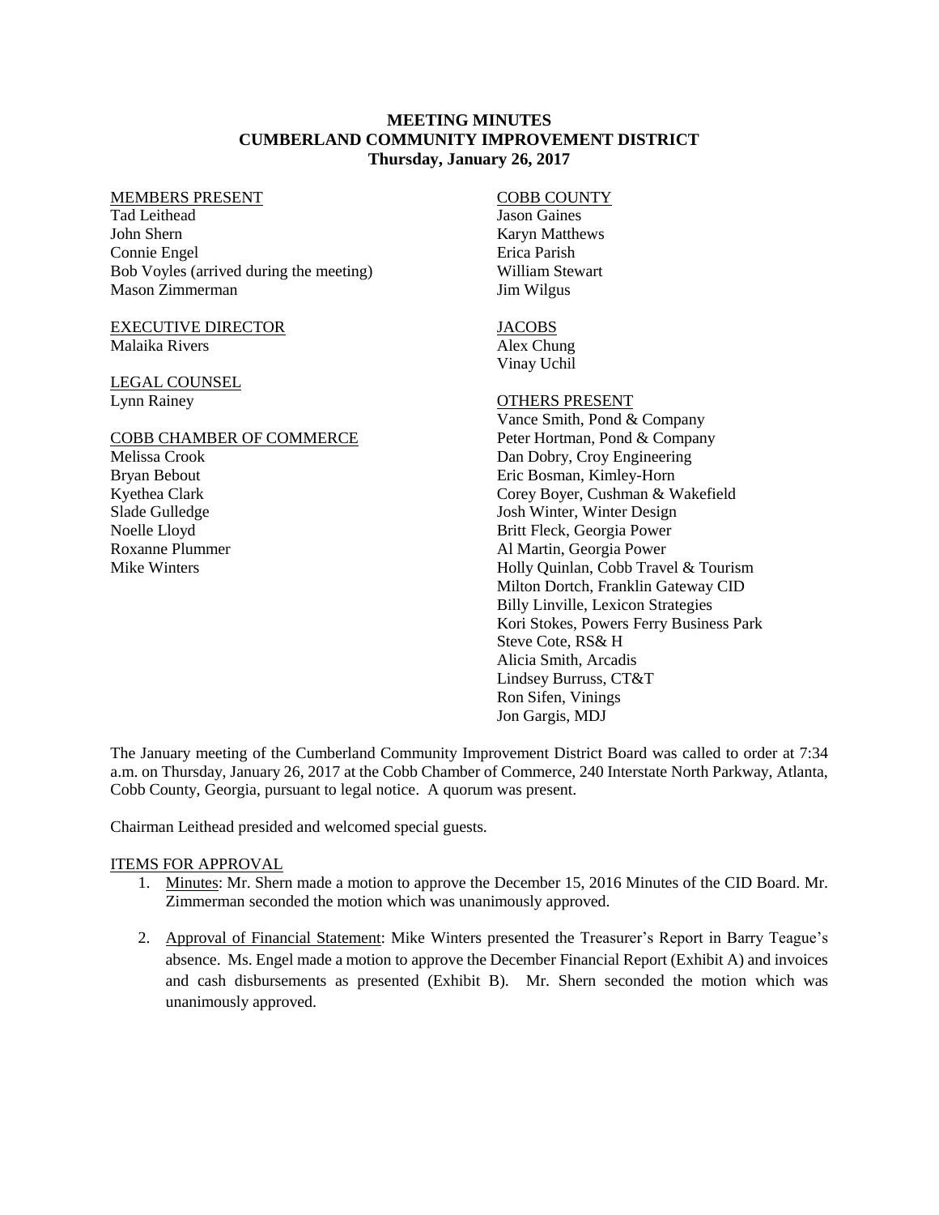# MEETING MINUTES
# CUMBERLAND COMMUNITY IMPROVEMENT DISTRICT
**Thursday, January 26, 2017**

MEMBERS PRESENT
Tad Leithead
John Shern
Connie Engel
Bob Voyles (arrived during the meeting)
Mason Zimmerman

EXECUTIVE DIRECTOR
Malaika Rivers

LEGAL COUNSEL
Lynn Rainey

COBB CHAMBER OF COMMERCE
Melissa Crook
Bryan Bebout
Kyethea Clark
Slade Gulledge
Noelle Lloyd
Roxanne Plummer
Mike Winters

COBB COUNTY
Jason Gaines
Karyn Matthews
Erica Parish
William Stewart
Jim Wilgus

JACOBS
Alex Chung
Vinay Uchil

OTHERS PRESENT
Vance Smith, Pond & Company
Peter Hortman, Pond & Company
Dan Dobry, Croy Engineering
Eric Bosman, Kimley-Horn
Corey Boyer, Cushman & Wakefield
Josh Winter, Winter Design
Britt Fleck, Georgia Power
Al Martin, Georgia Power
Holly Quinlan, Cobb Travel & Tourism
Milton Dortch, Franklin Gateway CID
Billy Linville, Lexicon Strategies
Kori Stokes, Powers Ferry Business Park
Steve Cote, RS& H
Alicia Smith, Arcadis
Lindsey Burruss, CT&T
Ron Sifen, Vinings
Jon Gargis, MDJ

The January meeting of the Cumberland Community Improvement District Board was called to order at 7:34 a.m. on Thursday, January 26, 2017 at the Cobb Chamber of Commerce, 240 Interstate North Parkway, Atlanta, Cobb County, Georgia, pursuant to legal notice. A quorum was present.

Chairman Leithead presided and welcomed special guests.

ITEMS FOR APPROVAL

1. Minutes: Mr. Shern made a motion to approve the December 15, 2016 Minutes of the CID Board. Mr. Zimmerman seconded the motion which was unanimously approved.

2. Approval of Financial Statement: Mike Winters presented the Treasurer's Report in Barry Teague's absence. Ms. Engel made a motion to approve the December Financial Report (Exhibit A) and invoices and cash disbursements as presented (Exhibit B). Mr. Shern seconded the motion which was unanimously approved.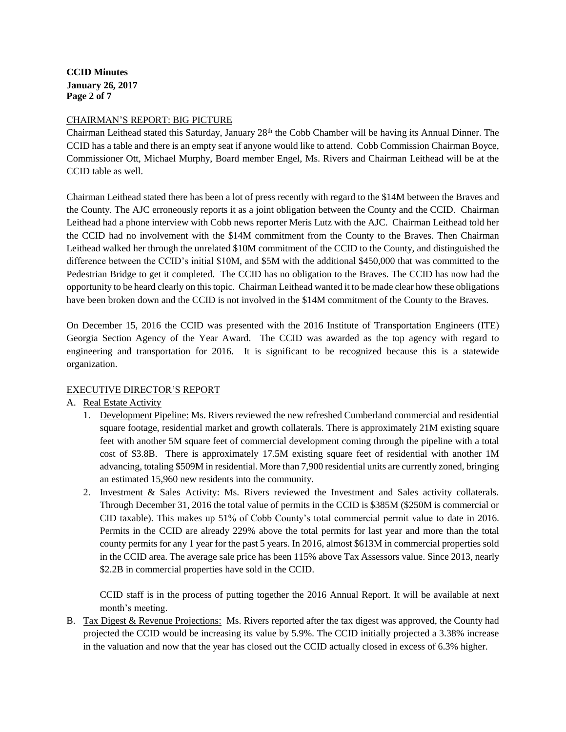CHAIRMAN'S REPORT: BIG PICTURE

Chairman Leithead stated this Saturday, January 28th the Cobb Chamber will be having its Annual Dinner. The CCID has a table and there is an empty seat if anyone would like to attend. Cobb Commission Chairman Boyce, Commissioner Ott, Michael Murphy, Board member Engel, Ms. Rivers and Chairman Leithead will be at the CCID table as well.

Chairman Leithead stated there has been a lot of press recently with regard to the $14M between the Braves and the County. The AJC erroneously reports it as a joint obligation between the County and the CCID. Chairman Leithead had a phone interview with Cobb news reporter Meris Lutz with the AJC. Chairman Leithead told her the CCID had no involvement with the $14M commitment from the County to the Braves. Then Chairman Leithead walked her through the unrelated $10M commitment of the CCID to the County, and distinguished the difference between the CCID's initial $10M, and $5M with the additional $450,000 that was committed to the Pedestrian Bridge to get it completed. The CCID has no obligation to the Braves. The CCID has now had the opportunity to be heard clearly on this topic. Chairman Leithead wanted it to be made clear how these obligations have been broken down and the CCID is not involved in the $14M commitment of the County to the Braves.

On December 15, 2016 the CCID was presented with the 2016 Institute of Transportation Engineers (ITE) Georgia Section Agency of the Year Award. The CCID was awarded as the top agency with regard to engineering and transportation for 2016. It is significant to be recognized because this is a statewide organization.

EXECUTIVE DIRECTOR'S REPORT

A. Real Estate Activity
   1. Development Pipeline: Ms. Rivers reviewed the new refreshed Cumberland commercial and residential square footage, residential market and growth collaterals. There is approximately 21M existing square feet with another 5M square feet of commercial development coming through the pipeline with a total cost of $3.8B. There is approximately 17.5M existing square feet of residential with another 1M advancing, totaling $509M in residential. More than 7,900 residential units are currently zoned, bringing an estimated 15,960 new residents into the community.
   2. Investment & Sales Activity: Ms. Rivers reviewed the Investment and Sales activity collaterals. Through December 31, 2016 the total value of permits in the CCID is $385M ($250M is commercial or CID taxable). This makes up 51% of Cobb County's total commercial permit value to date in 2016. Permits in the CCID are already 229% above the total permits for last year and more than the total county permits for any 1 year for the past 5 years. In 2016, almost $613M in commercial properties sold in the CCID area. The average sale price has been 115% above Tax Assessors value. Since 2013, nearly $2.2B in commercial properties have sold in the CCID.

      CCID staff is in the process of putting together the 2016 Annual Report. It will be available at next month's meeting.

B. Tax Digest & Revenue Projections: Ms. Rivers reported after the tax digest was approved, the County had projected the CCID would be increasing its value by 5.9%. The CCID initially projected a 3.38% increase in the valuation and now that the year has closed out the CCID actually closed in excess of 6.3% higher.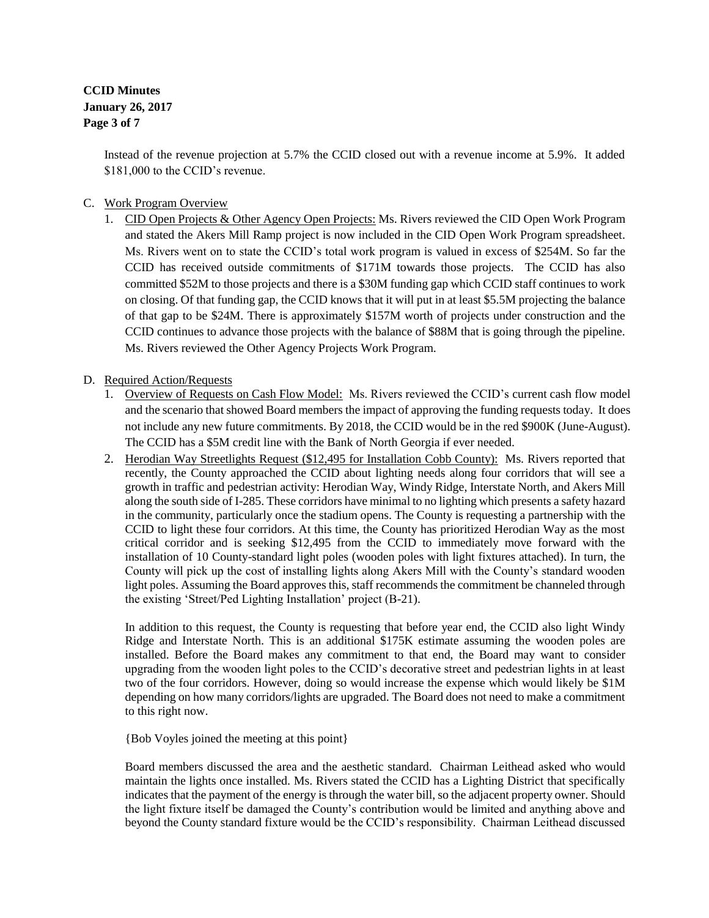Instead of the revenue projection at 5.7% the CCID closed out with a revenue income at 5.9%. It added $181,000 to the CCID's revenue.

C. Work Program Overview

1. CID Open Projects & Other Agency Open Projects: Ms. Rivers reviewed the CID Open Work Program and stated the Akers Mill Ramp project is now included in the CID Open Work Program spreadsheet. Ms. Rivers went on to state the CCID's total work program is valued in excess of $254M. So far the CCID has received outside commitments of $171M towards those projects. The CCID has also committed $52M to those projects and there is a $30M funding gap which CCID staff continues to work on closing. Of that funding gap, the CCID knows that it will put in at least $5.5M projecting the balance of that gap to be $24M. There is approximately $157M worth of projects under construction and the CCID continues to advance those projects with the balance of $88M that is going through the pipeline. Ms. Rivers reviewed the Other Agency Projects Work Program.

D. Required Action/Requests

1. Overview of Requests on Cash Flow Model: Ms. Rivers reviewed the CCID's current cash flow model and the scenario that showed Board members the impact of approving the funding requests today. It does not include any new future commitments. By 2018, the CCID would be in the red $900K (June-August). The CCID has a $5M credit line with the Bank of North Georgia if ever needed.

2. Herodian Way Streetlights Request ($12,495 for Installation Cobb County): Ms. Rivers reported that recently, the County approached the CCID about lighting needs along four corridors that will see a growth in traffic and pedestrian activity: Herodian Way, Windy Ridge, Interstate North, and Akers Mill along the south side of I-285. These corridors have minimal to no lighting which presents a safety hazard in the community, particularly once the stadium opens. The County is requesting a partnership with the CCID to light these four corridors. At this time, the County has prioritized Herodian Way as the most critical corridor and is seeking $12,495 from the CCID to immediately move forward with the installation of 10 County-standard light poles (wooden poles with light fixtures attached). In turn, the County will pick up the cost of installing lights along Akers Mill with the County's standard wooden light poles. Assuming the Board approves this, staff recommends the commitment be channeled through the existing 'Street/Ped Lighting Installation' project (B-21).

   In addition to this request, the County is requesting that before year end, the CCID also light Windy Ridge and Interstate North. This is an additional $175K estimate assuming the wooden poles are installed. Before the Board makes any commitment to that end, the Board may want to consider upgrading from the wooden light poles to the CCID's decorative street and pedestrian lights in at least two of the four corridors. However, doing so would increase the expense which would likely be $1M depending on how many corridors/lights are upgraded. The Board does not need to make a commitment to this right now.

   {Bob Voyles joined the meeting at this point}

   Board members discussed the area and the aesthetic standard. Chairman Leithead asked who would maintain the lights once installed. Ms. Rivers stated the CCID has a Lighting District that specifically indicates that the payment of the energy is through the water bill, so the adjacent property owner. Should the light fixture itself be damaged the County's contribution would be limited and anything above and beyond the County standard fixture would be the CCID's responsibility. Chairman Leithead discussed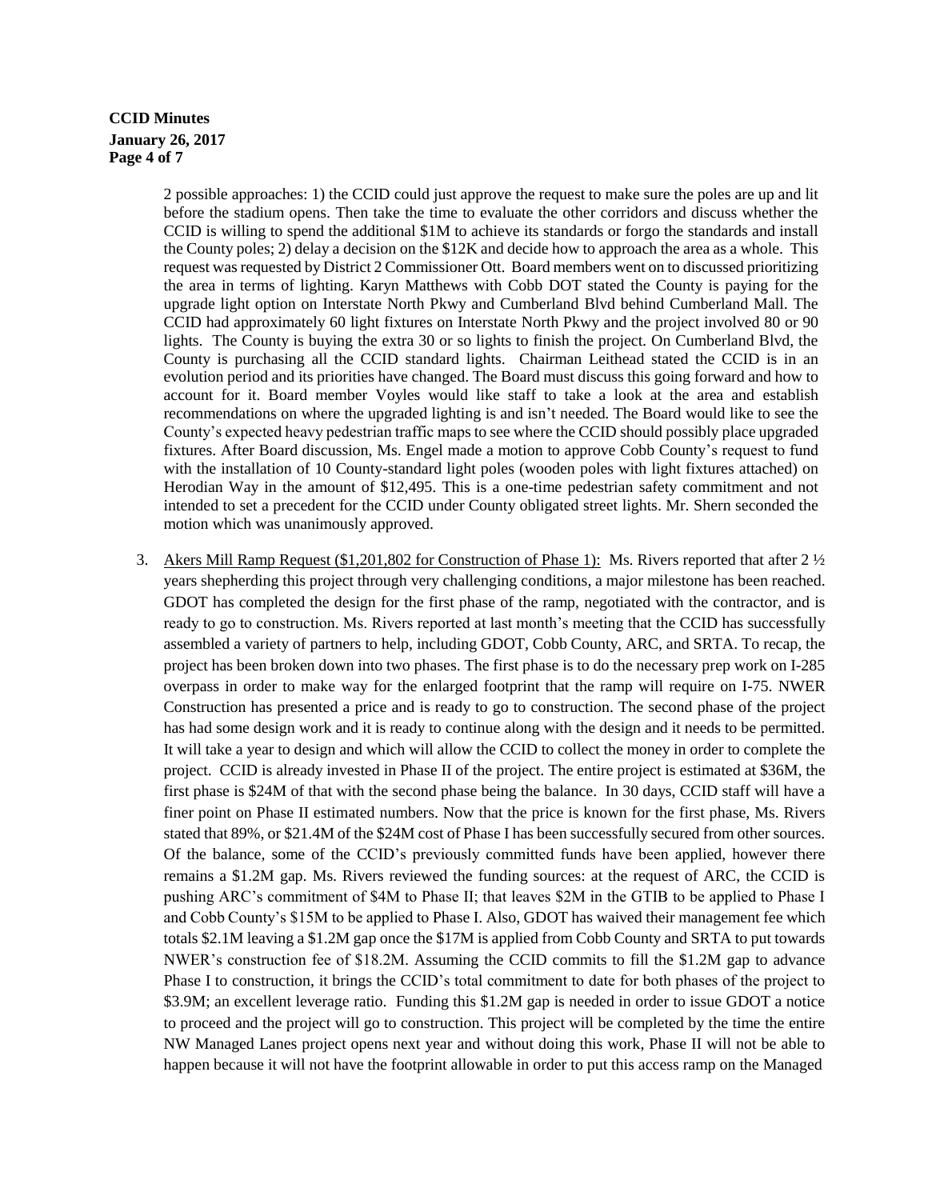2 possible approaches: 1) the CCID could just approve the request to make sure the poles are up and lit before the stadium opens. Then take the time to evaluate the other corridors and discuss whether the CCID is willing to spend the additional $1M to achieve its standards or forgo the standards and install the County poles; 2) delay a decision on the $12K and decide how to approach the area as a whole. This request was requested by District 2 Commissioner Ott. Board members went on to discussed prioritizing the area in terms of lighting. Karyn Matthews with Cobb DOT stated the County is paying for the upgrade light option on Interstate North Pkwy and Cumberland Blvd behind Cumberland Mall. The CCID had approximately 60 light fixtures on Interstate North Pkwy and the project involved 80 or 90 lights. The County is buying the extra 30 or so lights to finish the project. On Cumberland Blvd, the County is purchasing all the CCID standard lights. Chairman Leithead stated the CCID is in an evolution period and its priorities have changed. The Board must discuss this going forward and how to account for it. Board member Voyles would like staff to take a look at the area and establish recommendations on where the upgraded lighting is and isn't needed. The Board would like to see the County's expected heavy pedestrian traffic maps to see where the CCID should possibly place upgraded fixtures. After Board discussion, Ms. Engel made a motion to approve Cobb County's request to fund with the installation of 10 County-standard light poles (wooden poles with light fixtures attached) on Herodian Way in the amount of $12,495. This is a one-time pedestrian safety commitment and not intended to set a precedent for the CCID under County obligated street lights. Mr. Shern seconded the motion which was unanimously approved.

3. Akers Mill Ramp Request ($1,201,802 for Construction of Phase 1): Ms. Rivers reported that after 2 ½ years shepherding this project through very challenging conditions, a major milestone has been reached. GDOT has completed the design for the first phase of the ramp, negotiated with the contractor, and is ready to go to construction. Ms. Rivers reported at last month's meeting that the CCID has successfully assembled a variety of partners to help, including GDOT, Cobb County, ARC, and SRTA. To recap, the project has been broken down into two phases. The first phase is to do the necessary prep work on I-285 overpass in order to make way for the enlarged footprint that the ramp will require on I-75. NWER Construction has presented a price and is ready to go to construction. The second phase of the project has had some design work and it is ready to continue along with the design and it needs to be permitted. It will take a year to design and which will allow the CCID to collect the money in order to complete the project. CCID is already invested in Phase II of the project. The entire project is estimated at $36M, the first phase is $24M of that with the second phase being the balance. In 30 days, CCID staff will have a finer point on Phase II estimated numbers. Now that the price is known for the first phase, Ms. Rivers stated that 89%, or $21.4M of the $24M cost of Phase I has been successfully secured from other sources. Of the balance, some of the CCID's previously committed funds have been applied, however there remains a $1.2M gap. Ms. Rivers reviewed the funding sources: at the request of ARC, the CCID is pushing ARC's commitment of $4M to Phase II; that leaves $2M in the GTIB to be applied to Phase I and Cobb County's $15M to be applied to Phase I. Also, GDOT has waived their management fee which totals $2.1M leaving a $1.2M gap once the $17M is applied from Cobb County and SRTA to put towards NWER's construction fee of $18.2M. Assuming the CCID commits to fill the $1.2M gap to advance Phase I to construction, it brings the CCID's total commitment to date for both phases of the project to $3.9M; an excellent leverage ratio. Funding this $1.2M gap is needed in order to issue GDOT a notice to proceed and the project will go to construction. This project will be completed by the time the entire NW Managed Lanes project opens next year and without doing this work, Phase II will not be able to happen because it will not have the footprint allowable in order to put this access ramp on the Managed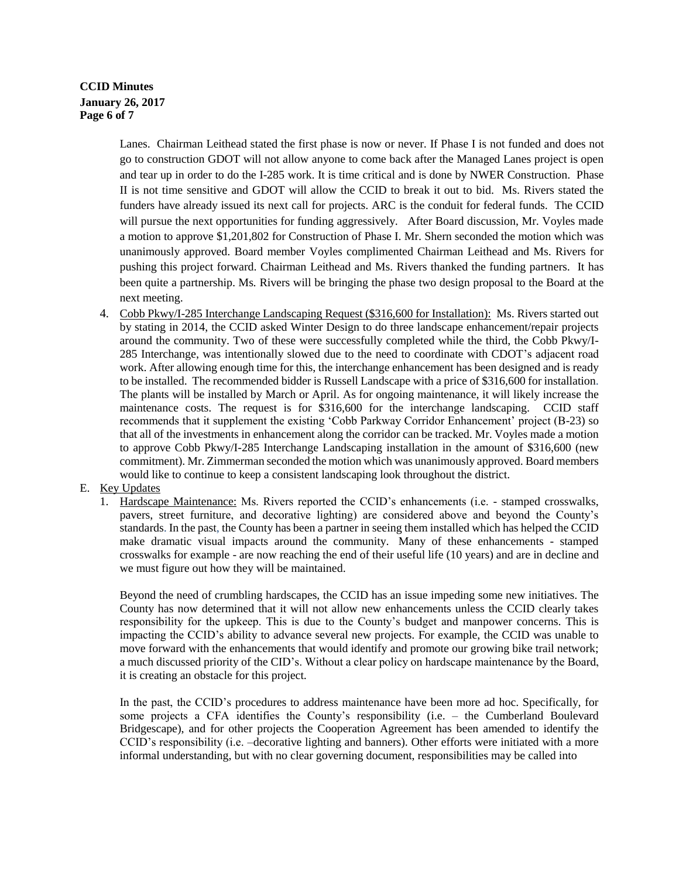Lanes. Chairman Leithead stated the first phase is now or never. If Phase I is not funded and does not go to construction GDOT will not allow anyone to come back after the Managed Lanes project is open and tear up in order to do the I-285 work. It is time critical and is done by NWER Construction. Phase II is not time sensitive and GDOT will allow the CCID to break it out to bid. Ms. Rivers stated the funders have already issued its next call for projects. ARC is the conduit for federal funds. The CCID will pursue the next opportunities for funding aggressively. After Board discussion, Mr. Voyles made a motion to approve $1,201,802 for Construction of Phase I. Mr. Shern seconded the motion which was unanimously approved. Board member Voyles complimented Chairman Leithead and Ms. Rivers for pushing this project forward. Chairman Leithead and Ms. Rivers thanked the funding partners. It has been quite a partnership. Ms. Rivers will be bringing the phase two design proposal to the Board at the next meeting.

4. Cobb Pkwy/I-285 Interchange Landscaping Request ($316,600 for Installation): Ms. Rivers started out by stating in 2014, the CCID asked Winter Design to do three landscape enhancement/repair projects around the community. Two of these were successfully completed while the third, the Cobb Pkwy/I-285 Interchange, was intentionally slowed due to the need to coordinate with CDOT's adjacent road work. After allowing enough time for this, the interchange enhancement has been designed and is ready to be installed. The recommended bidder is Russell Landscape with a price of $316,600 for installation. The plants will be installed by March or April. As for ongoing maintenance, it will likely increase the maintenance costs. The request is for $316,600 for the interchange landscaping. CCID staff recommends that it supplement the existing 'Cobb Parkway Corridor Enhancement' project (B-23) so that all of the investments in enhancement along the corridor can be tracked. Mr. Voyles made a motion to approve Cobb Pkwy/I-285 Interchange Landscaping installation in the amount of $316,600 (new commitment). Mr. Zimmerman seconded the motion which was unanimously approved. Board members would like to continue to keep a consistent landscaping look throughout the district.

E. Key Updates

1. Hardscape Maintenance: Ms. Rivers reported the CCID's enhancements (i.e. - stamped crosswalks, pavers, street furniture, and decorative lighting) are considered above and beyond the County's standards. In the past, the County has been a partner in seeing them installed which has helped the CCID make dramatic visual impacts around the community. Many of these enhancements - stamped crosswalks for example - are now reaching the end of their useful life (10 years) and are in decline and we must figure out how they will be maintained.

   Beyond the need of crumbling hardscapes, the CCID has an issue impeding some new initiatives. The County has now determined that it will not allow new enhancements unless the CCID clearly takes responsibility for the upkeep. This is due to the County's budget and manpower concerns. This is impacting the CCID's ability to advance several new projects. For example, the CCID was unable to move forward with the enhancements that would identify and promote our growing bike trail network; a much discussed priority of the CID's. Without a clear policy on hardscape maintenance by the Board, it is creating an obstacle for this project.

   In the past, the CCID's procedures to address maintenance have been more ad hoc. Specifically, for some projects a CFA identifies the County's responsibility (i.e. – the Cumberland Boulevard Bridgescape), and for other projects the Cooperation Agreement has been amended to identify the CCID's responsibility (i.e. –decorative lighting and banners). Other efforts were initiated with a more informal understanding, but with no clear governing document, responsibilities may be called into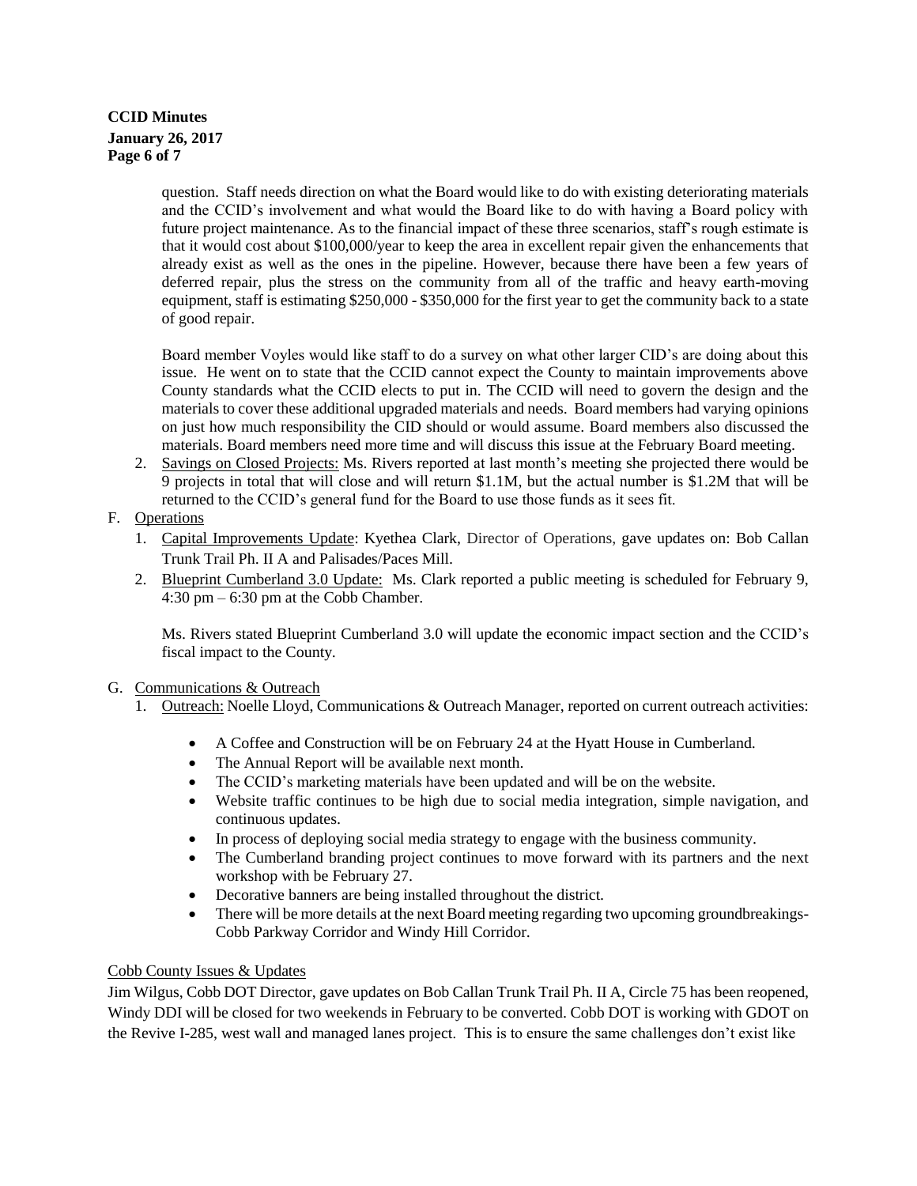question. Staff needs direction on what the Board would like to do with existing deteriorating materials and the CCID's involvement and what would the Board like to do with having a Board policy with future project maintenance. As to the financial impact of these three scenarios, staff's rough estimate is that it would cost about $100,000/year to keep the area in excellent repair given the enhancements that already exist as well as the ones in the pipeline. However, because there have been a few years of deferred repair, plus the stress on the community from all of the traffic and heavy earth-moving equipment, staff is estimating $250,000 - $350,000 for the first year to get the community back to a state of good repair.

Board member Voyles would like staff to do a survey on what other larger CID's are doing about this issue. He went on to state that the CCID cannot expect the County to maintain improvements above County standards what the CCID elects to put in. The CCID will need to govern the design and the materials to cover these additional upgraded materials and needs. Board members had varying opinions on just how much responsibility the CID should or would assume. Board members also discussed the materials. Board members need more time and will discuss this issue at the February Board meeting.

2. Savings on Closed Projects: Ms. Rivers reported at last month's meeting she projected there would be 9 projects in total that will close and will return $1.1M, but the actual number is $1.2M that will be returned to the CCID's general fund for the Board to use those funds as it sees fit.

F. Operations

1. Capital Improvements Update: Kyethea Clark, Director of Operations, gave updates on: Bob Callan Trunk Trail Ph. II A and Palisades/Paces Mill.
2. Blueprint Cumberland 3.0 Update: Ms. Clark reported a public meeting is scheduled for February 9, 4:30 pm – 6:30 pm at the Cobb Chamber.

   Ms. Rivers stated Blueprint Cumberland 3.0 will update the economic impact section and the CCID's fiscal impact to the County.

G. Communications & Outreach

1. Outreach: Noelle Lloyd, Communications & Outreach Manager, reported on current outreach activities:

   - A Coffee and Construction will be on February 24 at the Hyatt House in Cumberland.
   - The Annual Report will be available next month.
   - The CCID's marketing materials have been updated and will be on the website.
   - Website traffic continues to be high due to social media integration, simple navigation, and continuous updates.
   - In process of deploying social media strategy to engage with the business community.
   - The Cumberland branding project continues to move forward with its partners and the next workshop with be February 27.
   - Decorative banners are being installed throughout the district.
   - There will be more details at the next Board meeting regarding two upcoming groundbreakings- Cobb Parkway Corridor and Windy Hill Corridor.

Cobb County Issues & Updates

Jim Wilgus, Cobb DOT Director, gave updates on Bob Callan Trunk Trail Ph. II A, Circle 75 has been reopened, Windy DDI will be closed for two weekends in February to be converted. Cobb DOT is working with GDOT on the Revive I-285, west wall and managed lanes project. This is to ensure the same challenges don't exist like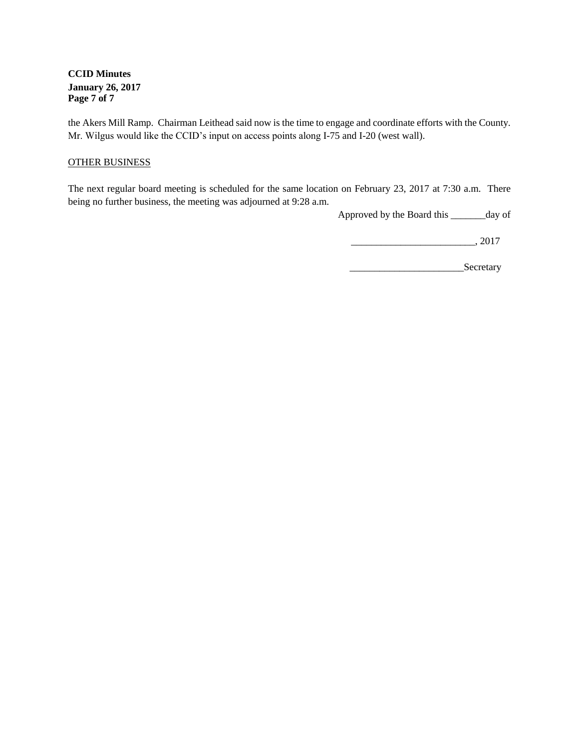the Akers Mill Ramp. Chairman Leithead said now is the time to engage and coordinate efforts with the County. Mr. Wilgus would like the CCID's input on access points along I-75 and I-20 (west wall).

OTHER BUSINESS

The next regular board meeting is scheduled for the same location on February 23, 2017 at 7:30 a.m. There being no further business, the meeting was adjourned at 9:28 a.m.

Approved by the Board this _______day of

_________________________, 2017

_______________________Secretary